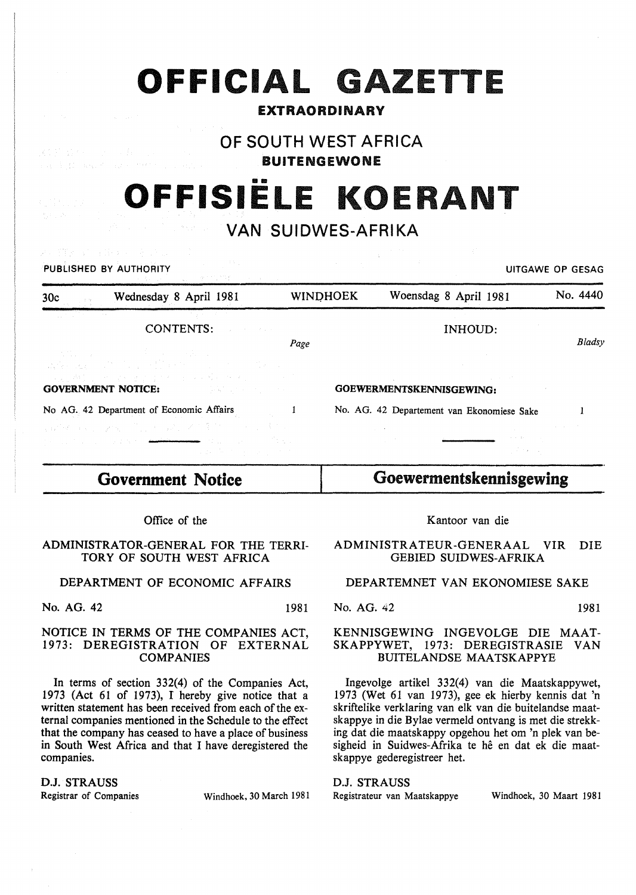# OFFICIAL GAZETTE

**EXTRAORDINARY**

## OF SOUTH WEST AFRICA

**BUITENGEWONE**

# OFFISIËLE KOERANT

## VAN SUIDWES-AFRIKA

PUBLISHED BY AUTHORITY — UITGAWE OP GESAG

| 30c | Wednesday 8 April 1981 | WINDHOEK | Woensdag 8 April 1981 | No. 4440 |
|---|---|---|---|---|

| CONTENTS: | *Page* | INHOUD: | *Bladsy* |
|---|---|---|---|
| **GOVERNMENT NOTICE:** | | **GOEWERMENTSKENNISGEWING:** | |
| No AG. 42 Department of Economic Affairs | 1 | No. AG. 42 Departement van Ekonomiese Sake | 1 |

## Government Notice

Office of the

ADMINISTRATOR-GENERAL FOR THE TERRITORY OF SOUTH WEST AFRICA

DEPARTMENT OF ECONOMIC AFFAIRS

No. AG. 42 — 1981

NOTICE IN TERMS OF THE COMPANIES ACT, 1973: DEREGISTRATION OF EXTERNAL COMPANIES

In terms of section 332(4) of the Companies Act, 1973 (Act 61 of 1973), I hereby give notice that a written statement has been received from each of the external companies mentioned in the Schedule to the effect that the company has ceased to have a place of business in South West Africa and that I have deregistered the companies.

D.J. STRAUSS
Registrar of Companies — Windhoek, 30 March 1981

## Goewermentskennisgewing

Kantoor van die

ADMINISTRATEUR-GENERAAL VIR DIE GEBIED SUIDWES-AFRIKA

DEPARTEMNET VAN EKONOMIESE SAKE

No. AG. 42 — 1981

KENNISGEWING INGEVOLGE DIE MAATSKAPPYWET, 1973: DEREGISTRASIE VAN BUITELANDSE MAATSKAPPYE

Ingevolge artikel 332(4) van die Maatskappywet, 1973 (Wet 61 van 1973), gee ek hierby kennis dat 'n skriftelike verklaring van elk van die buitelandse maatskappye in die Bylae vermeld ontvang is met die strekking dat die maatskappy opgehou het om 'n plek van besigheid in Suidwes-Afrika te hê en dat ek die maatskappye gederegistreer het.

D.J. STRAUSS
Registrateur van Maatskappye — Windhoek, 30 Maart 1981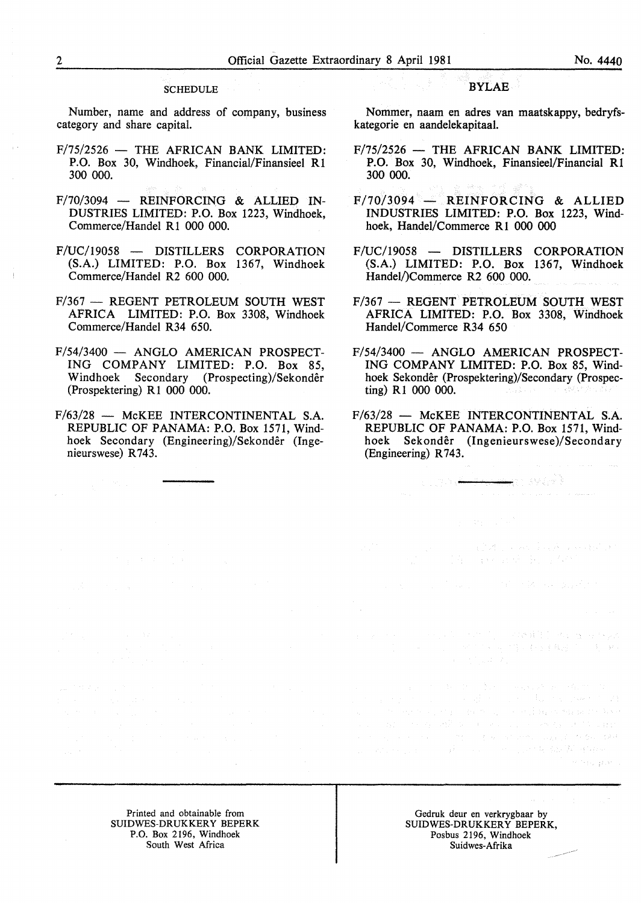## SCHEDULE

Number, name and address of company, business category and share capital.

F/75/2526 — THE AFRICAN BANK LIMITED: P.O. Box 30, Windhoek, Financial/Finansieel R1 300 000.

F/70/3094 — REINFORCING & ALLIED INDUSTRIES LIMITED: P.O. Box 1223, Windhoek, Commerce/Handel R1 000 000.

F/UC/19058 — DISTILLERS CORPORATION (S.A.) LIMITED: P.O. Box 1367, Windhoek Commerce/Handel R2 600 000.

F/367 — REGENT PETROLEUM SOUTH WEST AFRICA LIMITED: P.O. Box 3308, Windhoek Commerce/Handel R34 650.

F/54/3400 — ANGLO AMERICAN PROSPECTING COMPANY LIMITED: P.O. Box 85, Windhoek Secondary (Prospecting)/Sekondêr (Prospektering) R1 000 000.

F/63/28 — McKEE INTERCONTINENTAL S.A. REPUBLIC OF PANAMA: P.O. Box 1571, Windhoek Secondary (Engineering)/Sekondêr (Ingenieurswese) R743.

## BYLAE

Nommer, naam en adres van maatskappy, bedryfskategorie en aandelekapitaal.

F/75/2526 — THE AFRICAN BANK LIMITED: P.O. Box 30, Windhoek, Finansieel/Financial R1 300 000.

F/70/3094 — REINFORCING & ALLIED INDUSTRIES LIMITED: P.O. Box 1223, Windhoek, Handel/Commerce R1 000 000

F/UC/19058 — DISTILLERS CORPORATION (S.A.) LIMITED: P.O. Box 1367, Windhoek Handel/)Commerce R2 600 000.

F/367 — REGENT PETROLEUM SOUTH WEST AFRICA LIMITED: P.O. Box 3308, Windhoek Handel/Commerce R34 650

F/54/3400 — ANGLO AMERICAN PROSPECTING COMPANY LIMITED: P.O. Box 85, Windhoek Sekondêr (Prospektering)/Secondary (Prospecting) R1 000 000.

F/63/28 — McKEE INTERCONTINENTAL S.A. REPUBLIC OF PANAMA: P.O. Box 1571, Windhoek Sekondêr (Ingenieurswese)/Secondary (Engineering) R743.

---

Printed and obtainable from
SUIDWES-DRUKKERY BEPERK
P.O. Box 2196, Windhoek
South West Africa

Gedruk deur en verkrygbaar by
SUIDWES-DRUKKERY BEPERK,
Posbus 2196, Windhoek
Suidwes-Afrika